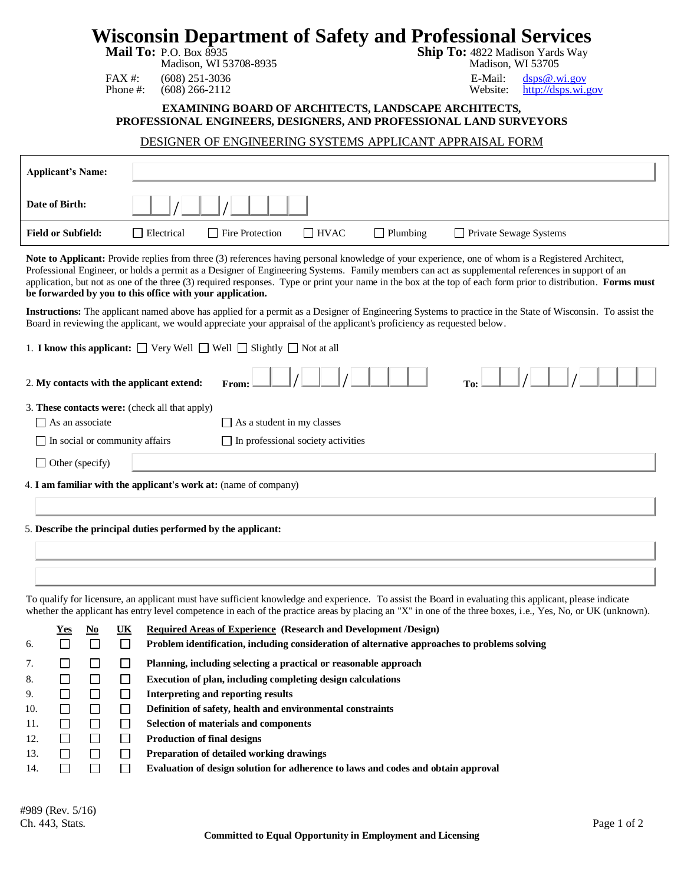# Wisconsin Department of Safety and Professional Services

**Mail To:** P.O. Box 8935
Madison, WI 53708-8935

FAX #: (608) 251-3036
Phone #: (608) 266-2112

**Ship To:** 4822 Madison Yards Way
Madison, WI 53705

E-Mail: dsps@.wi.gov
Website: http://dsps.wi.gov

**EXAMINING BOARD OF ARCHITECTS, LANDSCAPE ARCHITECTS, PROFESSIONAL ENGINEERS, DESIGNERS, AND PROFESSIONAL LAND SURVEYORS**

## DESIGNER OF ENGINEERING SYSTEMS APPLICANT APPRAISAL FORM

| | |
|---|---|
| **Applicant's Name:** | |
| **Date of Birth:** | \_\_ / \_\_ / \_\_\_\_ |
| **Field or Subfield:** | ☐ Electrical ☐ Fire Protection ☐ HVAC ☐ Plumbing ☐ Private Sewage Systems |

**Note to Applicant:** Provide replies from three (3) references having personal knowledge of your experience, one of whom is a Registered Architect, Professional Engineer, or holds a permit as a Designer of Engineering Systems. Family members can act as supplemental references in support of an application, but not as one of the three (3) required responses. Type or print your name in the box at the top of each form prior to distribution. **Forms must be forwarded by you to this office with your application.**

**Instructions:** The applicant named above has applied for a permit as a Designer of Engineering Systems to practice in the State of Wisconsin. To assist the Board in reviewing the applicant, we would appreciate your appraisal of the applicant's proficiency as requested below.

1. **I know this applicant:** ☐ Very Well ☐ Well ☐ Slightly ☐ Not at all

2. **My contacts with the applicant extend:** **From:** \_\_ / \_\_ / \_\_\_\_ **To:** \_\_ / \_\_ / \_\_\_\_

3. **These contacts were:** (check all that apply)
   - ☐ As an associate
   - ☐ As a student in my classes
   - ☐ In social or community affairs
   - ☐ In professional society activities
   - ☐ Other (specify) \_\_\_\_\_\_\_\_\_\_

4. **I am familiar with the applicant's work at:** (name of company)

   \_\_\_\_\_\_\_\_\_\_

5. **Describe the principal duties performed by the applicant:**

   \_\_\_\_\_\_\_\_\_\_

   \_\_\_\_\_\_\_\_\_\_

To qualify for licensure, an applicant must have sufficient knowledge and experience. To assist the Board in evaluating this applicant, please indicate whether the applicant has entry level competence in each of the practice areas by placing an "X" in one of the three boxes, i.e., Yes, No, or UK (unknown).

| | Yes | No | UK | Required Areas of Experience (Research and Development /Design) |
|---|---|---|---|---|
| 6. | ☐ | ☐ | ☐ | **Problem identification, including consideration of alternative approaches to problems solving** |
| 7. | ☐ | ☐ | ☐ | **Planning, including selecting a practical or reasonable approach** |
| 8. | ☐ | ☐ | ☐ | **Execution of plan, including completing design calculations** |
| 9. | ☐ | ☐ | ☐ | **Interpreting and reporting results** |
| 10. | ☐ | ☐ | ☐ | **Definition of safety, health and environmental constraints** |
| 11. | ☐ | ☐ | ☐ | **Selection of materials and components** |
| 12. | ☐ | ☐ | ☐ | **Production of final designs** |
| 13. | ☐ | ☐ | ☐ | **Preparation of detailed working drawings** |
| 14. | ☐ | ☐ | ☐ | **Evaluation of design solution for adherence to laws and codes and obtain approval** |

#989 (Rev. 5/16)
Ch. 443, Stats.

**Committed to Equal Opportunity in Employment and Licensing**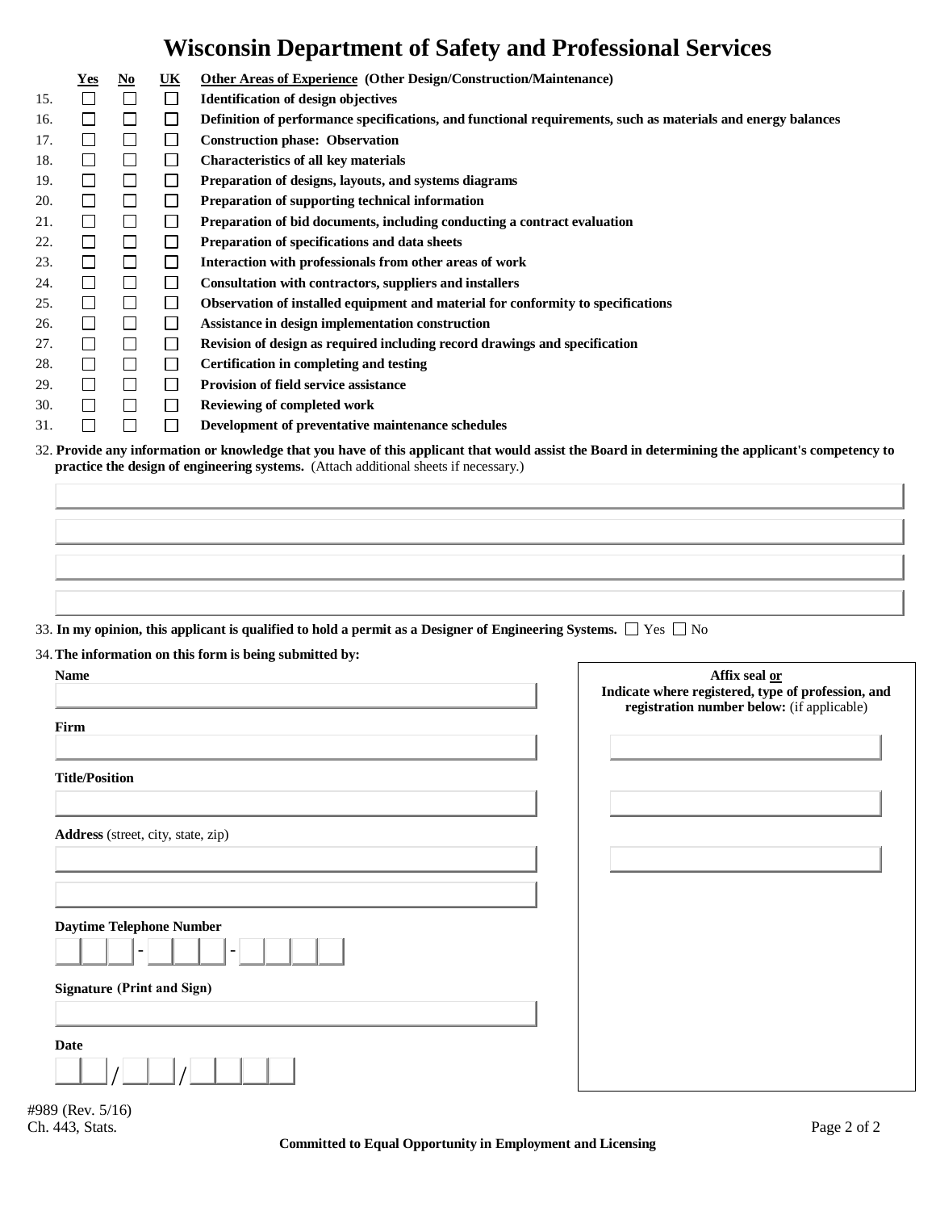# Wisconsin Department of Safety and Professional Services

| | Yes | No | UK | Other Areas of Experience (Other Design/Construction/Maintenance) |
|---|---|---|---|---|
| 15. | ☐ | ☐ | ☐ | **Identification of design objectives** |
| 16. | ☐ | ☐ | ☐ | **Definition of performance specifications, and functional requirements, such as materials and energy balances** |
| 17. | ☐ | ☐ | ☐ | **Construction phase: Observation** |
| 18. | ☐ | ☐ | ☐ | **Characteristics of all key materials** |
| 19. | ☐ | ☐ | ☐ | **Preparation of designs, layouts, and systems diagrams** |
| 20. | ☐ | ☐ | ☐ | **Preparation of supporting technical information** |
| 21. | ☐ | ☐ | ☐ | **Preparation of bid documents, including conducting a contract evaluation** |
| 22. | ☐ | ☐ | ☐ | **Preparation of specifications and data sheets** |
| 23. | ☐ | ☐ | ☐ | **Interaction with professionals from other areas of work** |
| 24. | ☐ | ☐ | ☐ | **Consultation with contractors, suppliers and installers** |
| 25. | ☐ | ☐ | ☐ | **Observation of installed equipment and material for conformity to specifications** |
| 26. | ☐ | ☐ | ☐ | **Assistance in design implementation construction** |
| 27. | ☐ | ☐ | ☐ | **Revision of design as required including record drawings and specification** |
| 28. | ☐ | ☐ | ☐ | **Certification in completing and testing** |
| 29. | ☐ | ☐ | ☐ | **Provision of field service assistance** |
| 30. | ☐ | ☐ | ☐ | **Reviewing of completed work** |
| 31. | ☐ | ☐ | ☐ | **Development of preventative maintenance schedules** |

32. **Provide any information or knowledge that you have of this applicant that would assist the Board in determining the applicant's competency to practice the design of engineering systems.** (Attach additional sheets if necessary.)

33. **In my opinion, this applicant is qualified to hold a permit as a Designer of Engineering Systems.** ☐ Yes ☐ No

34. **The information on this form is being submitted by:**

**Name**

**Firm**

**Title/Position**

**Address** (street, city, state, zip)

**Daytime Telephone Number**

\_\_\_ - \_\_\_ - \_\_\_\_

**Signature (Print and Sign)**

**Date**

\_\_ / \_\_ / \_\_\_\_

**Affix seal or**
**Indicate where registered, type of profession, and registration number below:** (if applicable)

#989 (Rev. 5/16)
Ch. 443, Stats.

**Committed to Equal Opportunity in Employment and Licensing**